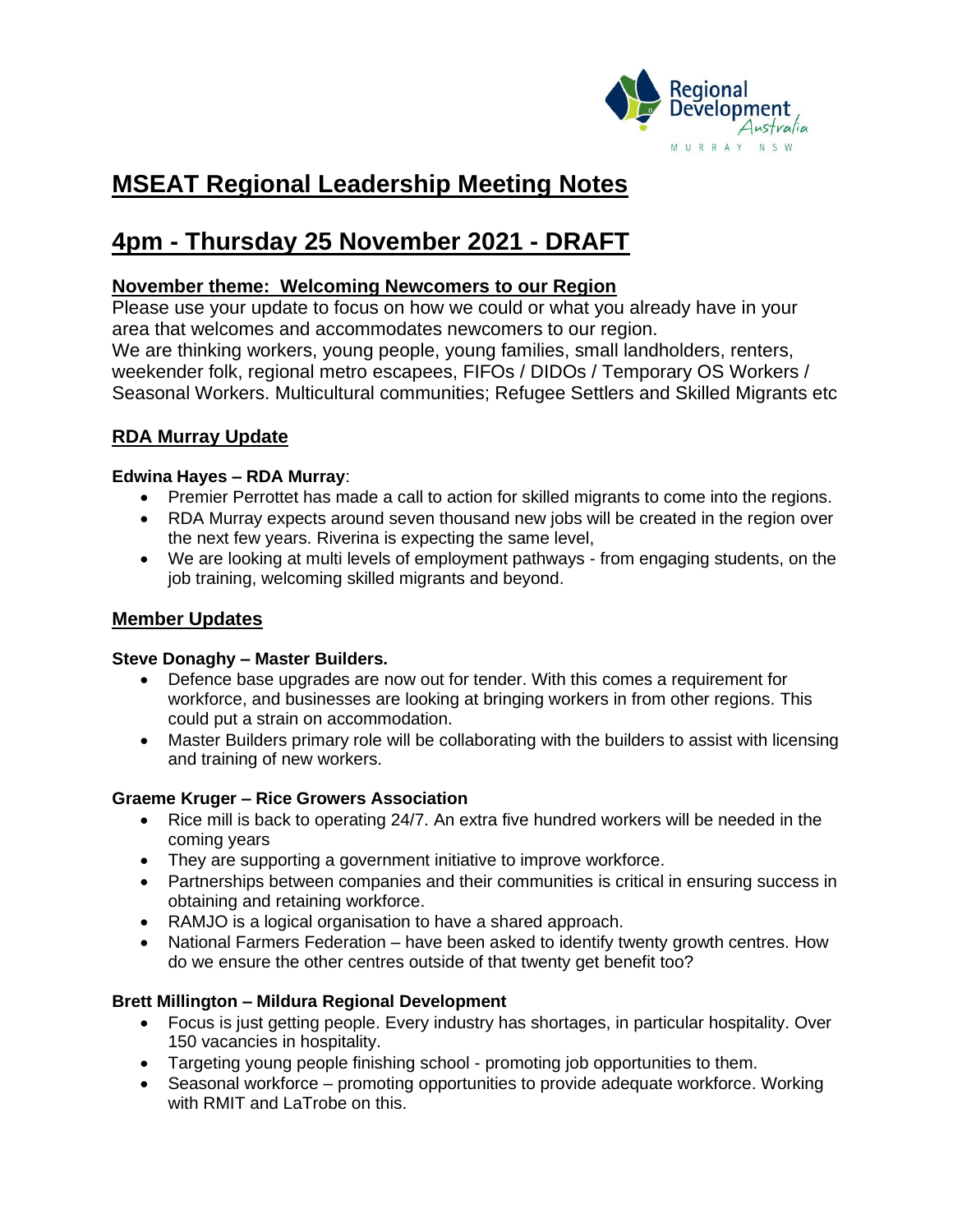# MSEAT Regional Leadership Meeting Notes

# 4pm - Thursday 25 November 2021 - DRAFT

## November theme: Welcoming Newcomers to our Region

Please use your update to focus on how we could or what you already have in your area that welcomes and accommodates newcomers to our region.
We are thinking workers, young people, young families, small landholders, renters, weekender folk, regional metro escapees, FIFOs / DIDOs / Temporary OS Workers / Seasonal Workers. Multicultural communities; Refugee Settlers and Skilled Migrants etc

## RDA Murray Update

**Edwina Hayes – RDA Murray**:

- Premier Perrottet has made a call to action for skilled migrants to come into the regions.
- RDA Murray expects around seven thousand new jobs will be created in the region over the next few years. Riverina is expecting the same level,
- We are looking at multi levels of employment pathways - from engaging students, on the job training, welcoming skilled migrants and beyond.

## Member Updates

**Steve Donaghy – Master Builders.**

- Defence base upgrades are now out for tender. With this comes a requirement for workforce, and businesses are looking at bringing workers in from other regions. This could put a strain on accommodation.
- Master Builders primary role will be collaborating with the builders to assist with licensing and training of new workers.

**Graeme Kruger – Rice Growers Association**

- Rice mill is back to operating 24/7. An extra five hundred workers will be needed in the coming years
- They are supporting a government initiative to improve workforce.
- Partnerships between companies and their communities is critical in ensuring success in obtaining and retaining workforce.
- RAMJO is a logical organisation to have a shared approach.
- National Farmers Federation – have been asked to identify twenty growth centres. How do we ensure the other centres outside of that twenty get benefit too?

**Brett Millington – Mildura Regional Development**

- Focus is just getting people. Every industry has shortages, in particular hospitality. Over 150 vacancies in hospitality.
- Targeting young people finishing school - promoting job opportunities to them.
- Seasonal workforce – promoting opportunities to provide adequate workforce. Working with RMIT and LaTrobe on this.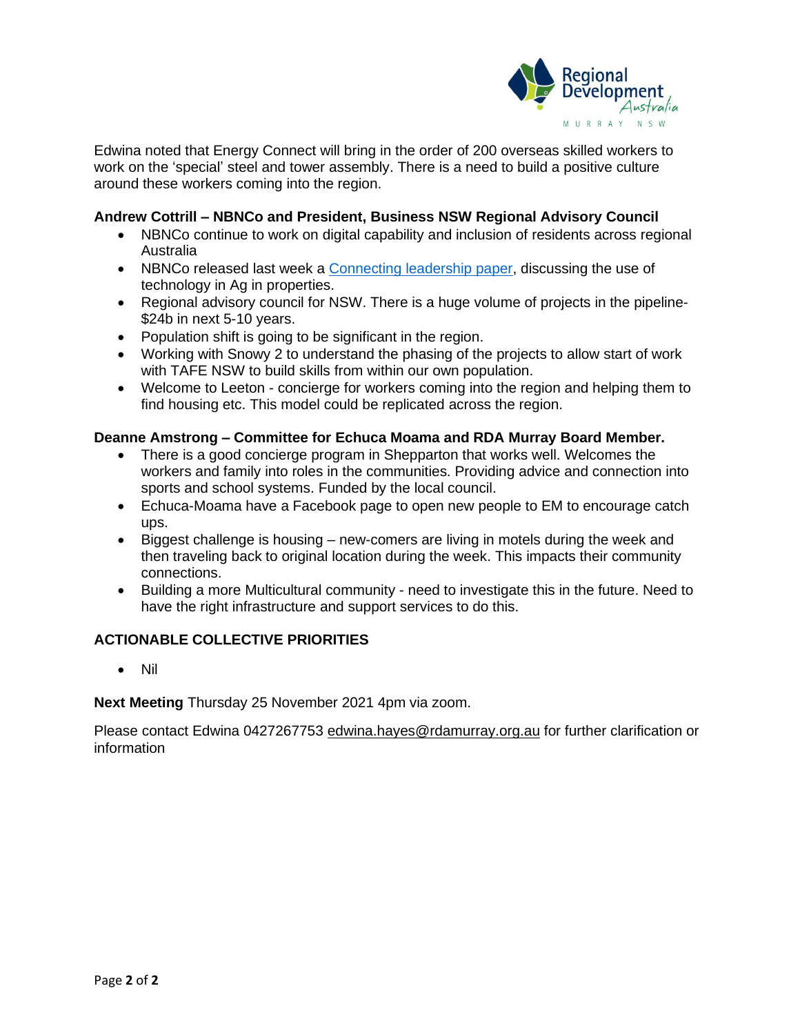Edwina noted that Energy Connect will bring in the order of 200 overseas skilled workers to work on the 'special' steel and tower assembly. There is a need to build a positive culture around these workers coming into the region.

**Andrew Cottrill – NBNCo and President, Business NSW Regional Advisory Council**

- NBNCo continue to work on digital capability and inclusion of residents across regional Australia
- NBNCo released last week a Connecting leadership paper, discussing the use of technology in Ag in properties.
- Regional advisory council for NSW. There is a huge volume of projects in the pipeline- $24b in next 5-10 years.
- Population shift is going to be significant in the region.
- Working with Snowy 2 to understand the phasing of the projects to allow start of work with TAFE NSW to build skills from within our own population.
- Welcome to Leeton - concierge for workers coming into the region and helping them to find housing etc. This model could be replicated across the region.

**Deanne Amstrong – Committee for Echuca Moama and RDA Murray Board Member.**

- There is a good concierge program in Shepparton that works well. Welcomes the workers and family into roles in the communities. Providing advice and connection into sports and school systems. Funded by the local council.
- Echuca-Moama have a Facebook page to open new people to EM to encourage catch ups.
- Biggest challenge is housing – new-comers are living in motels during the week and then traveling back to original location during the week. This impacts their community connections.
- Building a more Multicultural community - need to investigate this in the future. Need to have the right infrastructure and support services to do this.

**ACTIONABLE COLLECTIVE PRIORITIES**

- Nil

**Next Meeting** Thursday 25 November 2021 4pm via zoom.

Please contact Edwina 0427267753 edwina.hayes@rdamurray.org.au for further clarification or information